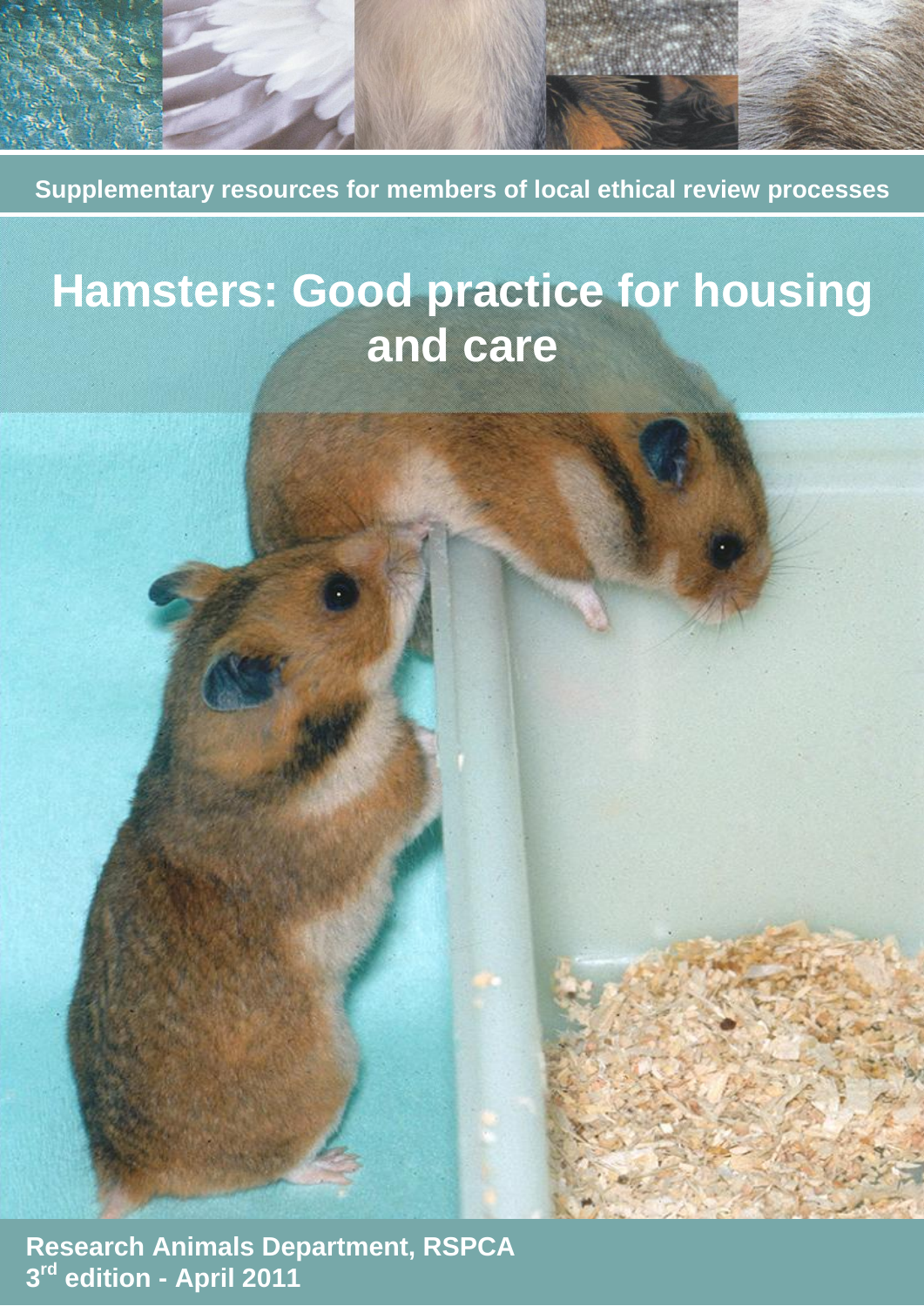Supplementary resources for members of local ethical review processes

# Hamsters: Good practice for housing and care

Research Animals Department, RSPCA
3rd edition - April 2011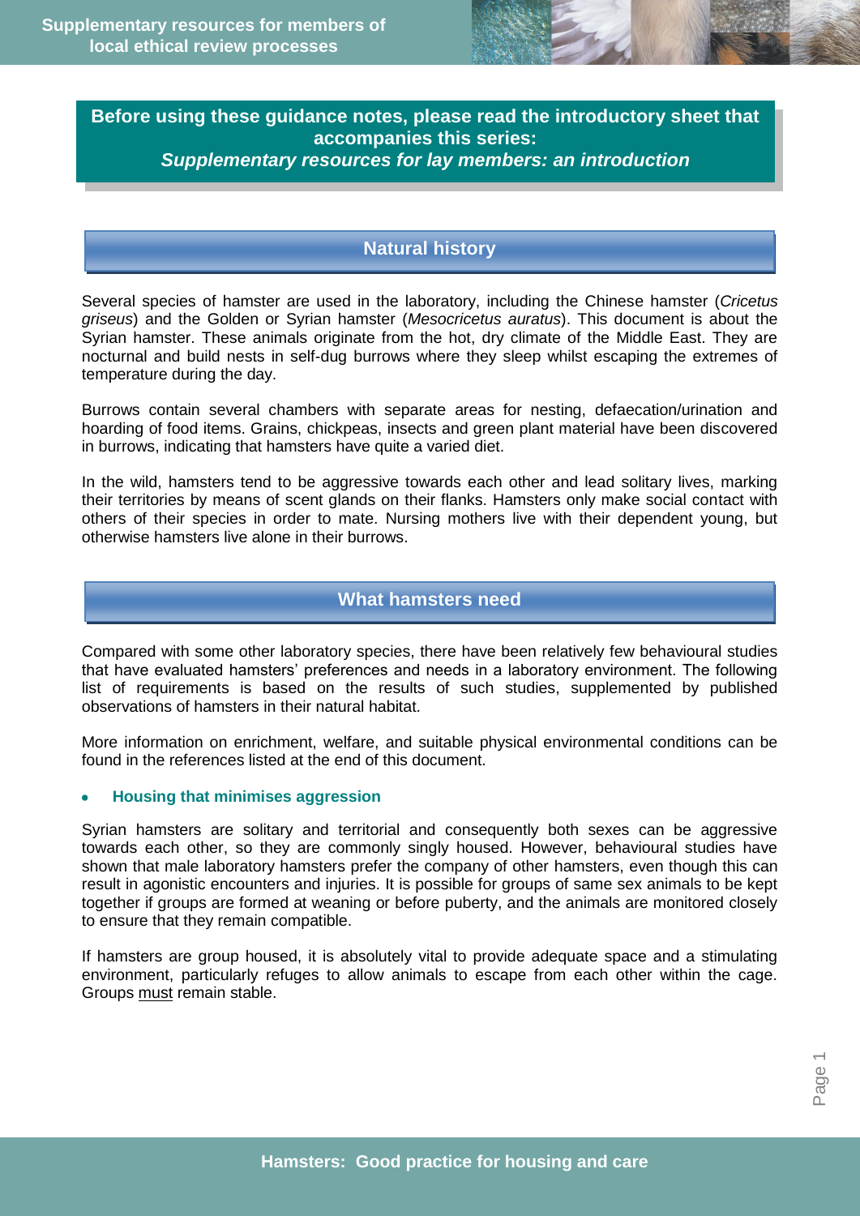**Before using these guidance notes, please read the introductory sheet that accompanies this series:**
***Supplementary resources for lay members: an introduction***

## Natural history

Several species of hamster are used in the laboratory, including the Chinese hamster (*Cricetus griseus*) and the Golden or Syrian hamster (*Mesocricetus auratus*). This document is about the Syrian hamster. These animals originate from the hot, dry climate of the Middle East. They are nocturnal and build nests in self-dug burrows where they sleep whilst escaping the extremes of temperature during the day.

Burrows contain several chambers with separate areas for nesting, defaecation/urination and hoarding of food items. Grains, chickpeas, insects and green plant material have been discovered in burrows, indicating that hamsters have quite a varied diet.

In the wild, hamsters tend to be aggressive towards each other and lead solitary lives, marking their territories by means of scent glands on their flanks. Hamsters only make social contact with others of their species in order to mate. Nursing mothers live with their dependent young, but otherwise hamsters live alone in their burrows.

## What hamsters need

Compared with some other laboratory species, there have been relatively few behavioural studies that have evaluated hamsters' preferences and needs in a laboratory environment. The following list of requirements is based on the results of such studies, supplemented by published observations of hamsters in their natural habitat.

More information on enrichment, welfare, and suitable physical environmental conditions can be found in the references listed at the end of this document.

- **Housing that minimises aggression**

Syrian hamsters are solitary and territorial and consequently both sexes can be aggressive towards each other, so they are commonly singly housed. However, behavioural studies have shown that male laboratory hamsters prefer the company of other hamsters, even though this can result in agonistic encounters and injuries. It is possible for groups of same sex animals to be kept together if groups are formed at weaning or before puberty, and the animals are monitored closely to ensure that they remain compatible.

If hamsters are group housed, it is absolutely vital to provide adequate space and a stimulating environment, particularly refuges to allow animals to escape from each other within the cage. Groups must remain stable.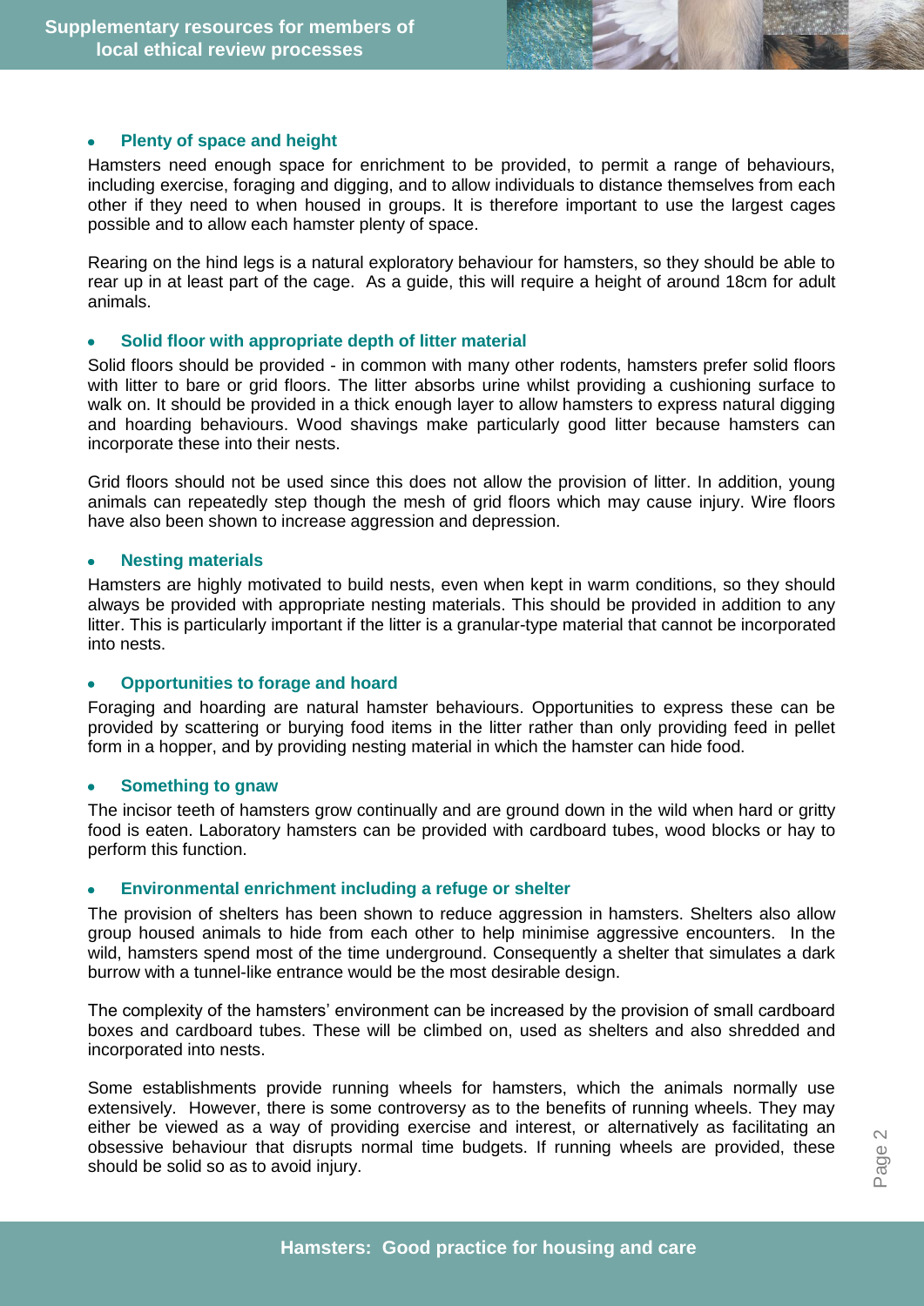- **Plenty of space and height**

Hamsters need enough space for enrichment to be provided, to permit a range of behaviours, including exercise, foraging and digging, and to allow individuals to distance themselves from each other if they need to when housed in groups. It is therefore important to use the largest cages possible and to allow each hamster plenty of space.

Rearing on the hind legs is a natural exploratory behaviour for hamsters, so they should be able to rear up in at least part of the cage. As a guide, this will require a height of around 18cm for adult animals.

- **Solid floor with appropriate depth of litter material**

Solid floors should be provided - in common with many other rodents, hamsters prefer solid floors with litter to bare or grid floors. The litter absorbs urine whilst providing a cushioning surface to walk on. It should be provided in a thick enough layer to allow hamsters to express natural digging and hoarding behaviours. Wood shavings make particularly good litter because hamsters can incorporate these into their nests.

Grid floors should not be used since this does not allow the provision of litter. In addition, young animals can repeatedly step though the mesh of grid floors which may cause injury. Wire floors have also been shown to increase aggression and depression.

- **Nesting materials**

Hamsters are highly motivated to build nests, even when kept in warm conditions, so they should always be provided with appropriate nesting materials. This should be provided in addition to any litter. This is particularly important if the litter is a granular-type material that cannot be incorporated into nests.

- **Opportunities to forage and hoard**

Foraging and hoarding are natural hamster behaviours. Opportunities to express these can be provided by scattering or burying food items in the litter rather than only providing feed in pellet form in a hopper, and by providing nesting material in which the hamster can hide food.

- **Something to gnaw**

The incisor teeth of hamsters grow continually and are ground down in the wild when hard or gritty food is eaten. Laboratory hamsters can be provided with cardboard tubes, wood blocks or hay to perform this function.

- **Environmental enrichment including a refuge or shelter**

The provision of shelters has been shown to reduce aggression in hamsters. Shelters also allow group housed animals to hide from each other to help minimise aggressive encounters. In the wild, hamsters spend most of the time underground. Consequently a shelter that simulates a dark burrow with a tunnel-like entrance would be the most desirable design.

The complexity of the hamsters' environment can be increased by the provision of small cardboard boxes and cardboard tubes. These will be climbed on, used as shelters and also shredded and incorporated into nests.

Some establishments provide running wheels for hamsters, which the animals normally use extensively. However, there is some controversy as to the benefits of running wheels. They may either be viewed as a way of providing exercise and interest, or alternatively as facilitating an obsessive behaviour that disrupts normal time budgets. If running wheels are provided, these should be solid so as to avoid injury.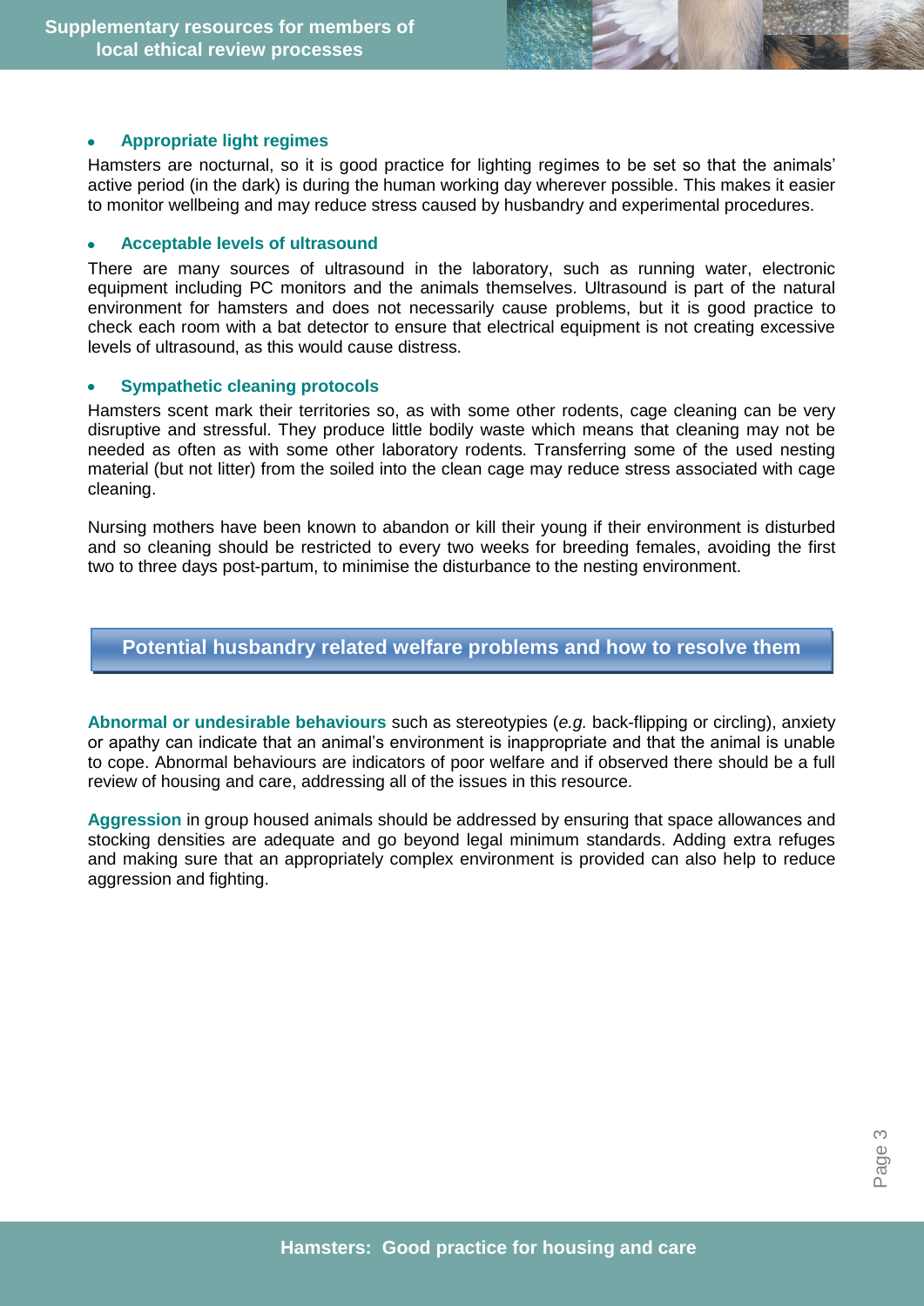- **Appropriate light regimes**

Hamsters are nocturnal, so it is good practice for lighting regimes to be set so that the animals' active period (in the dark) is during the human working day wherever possible. This makes it easier to monitor wellbeing and may reduce stress caused by husbandry and experimental procedures.

- **Acceptable levels of ultrasound**

There are many sources of ultrasound in the laboratory, such as running water, electronic equipment including PC monitors and the animals themselves. Ultrasound is part of the natural environment for hamsters and does not necessarily cause problems, but it is good practice to check each room with a bat detector to ensure that electrical equipment is not creating excessive levels of ultrasound, as this would cause distress.

- **Sympathetic cleaning protocols**

Hamsters scent mark their territories so, as with some other rodents, cage cleaning can be very disruptive and stressful. They produce little bodily waste which means that cleaning may not be needed as often as with some other laboratory rodents. Transferring some of the used nesting material (but not litter) from the soiled into the clean cage may reduce stress associated with cage cleaning.

Nursing mothers have been known to abandon or kill their young if their environment is disturbed and so cleaning should be restricted to every two weeks for breeding females, avoiding the first two to three days post-partum, to minimise the disturbance to the nesting environment.

## Potential husbandry related welfare problems and how to resolve them

**Abnormal or undesirable behaviours** such as stereotypies (*e.g.* back-flipping or circling), anxiety or apathy can indicate that an animal's environment is inappropriate and that the animal is unable to cope. Abnormal behaviours are indicators of poor welfare and if observed there should be a full review of housing and care, addressing all of the issues in this resource.

**Aggression** in group housed animals should be addressed by ensuring that space allowances and stocking densities are adequate and go beyond legal minimum standards. Adding extra refuges and making sure that an appropriately complex environment is provided can also help to reduce aggression and fighting.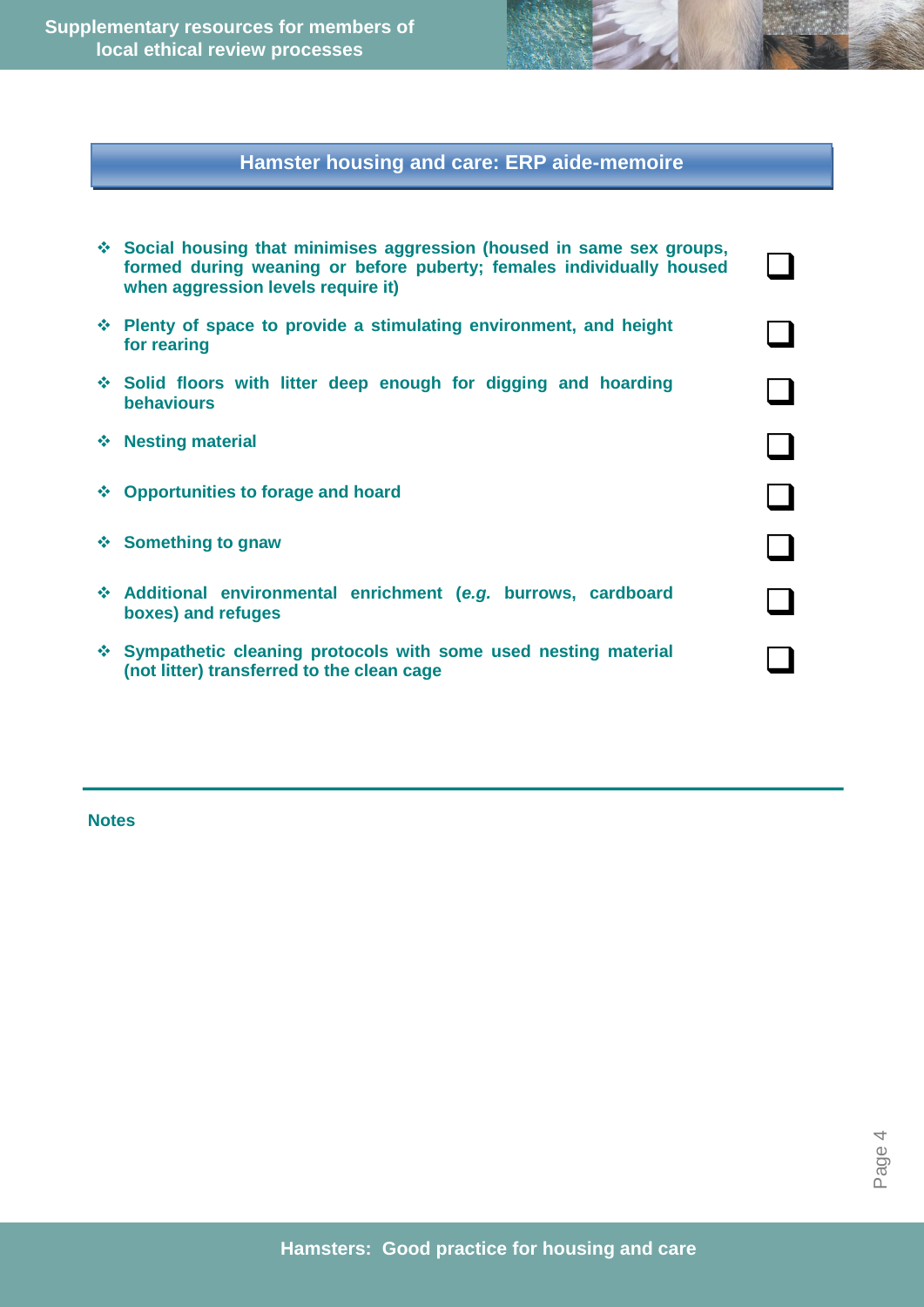## Hamster housing and care: ERP aide-memoire

- Social housing that minimises aggression (housed in same sex groups, formed during weaning or before puberty; females individually housed when aggression levels require it) ☐
- Plenty of space to provide a stimulating environment, and height for rearing ☐
- Solid floors with litter deep enough for digging and hoarding behaviours ☐
- Nesting material ☐
- Opportunities to forage and hoard ☐
- Something to gnaw ☐
- Additional environmental enrichment (*e.g.* burrows, cardboard boxes) and refuges ☐
- Sympathetic cleaning protocols with some used nesting material (not litter) transferred to the clean cage ☐

---

**Notes**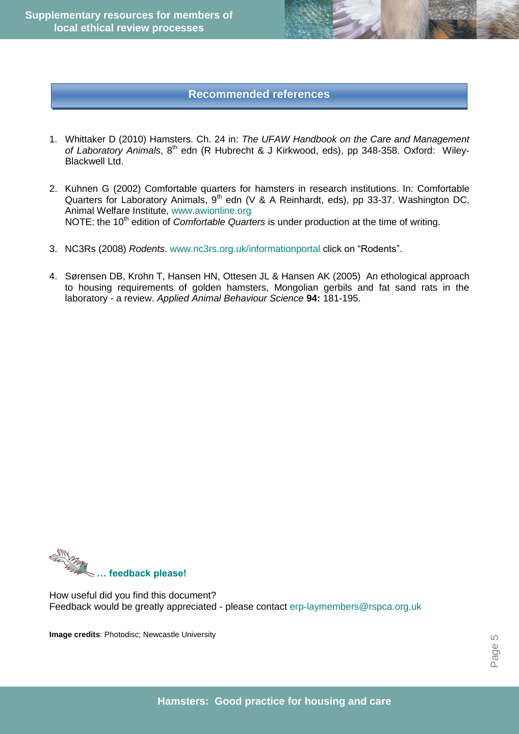## Recommended references

1. Whittaker D (2010) Hamsters. Ch. 24 in: *The UFAW Handbook on the Care and Management of Laboratory Animals*, 8th edn (R Hubrecht & J Kirkwood, eds), pp 348-358. Oxford: Wiley-Blackwell Ltd.

2. Kuhnen G (2002) Comfortable quarters for hamsters in research institutions. In: Comfortable Quarters for Laboratory Animals, 9th edn (V & A Reinhardt, eds), pp 33-37. Washington DC, Animal Welfare Institute, www.awionline.org
   NOTE: the 10th edition of *Comfortable Quarters* is under production at the time of writing.

3. NC3Rs (2008) *Rodents*. www.nc3rs.org.uk/informationportal click on "Rodents".

4. Sørensen DB, Krohn T, Hansen HN, Ottesen JL & Hansen AK (2005) An ethological approach to housing requirements of golden hamsters, Mongolian gerbils and fat sand rats in the laboratory - a review. *Applied Animal Behaviour Science* **94:** 181-195.

**… feedback please!**

How useful did you find this document?
Feedback would be greatly appreciated - please contact erp-laymembers@rspca.org.uk

**Image credits**: Photodisc; Newcastle University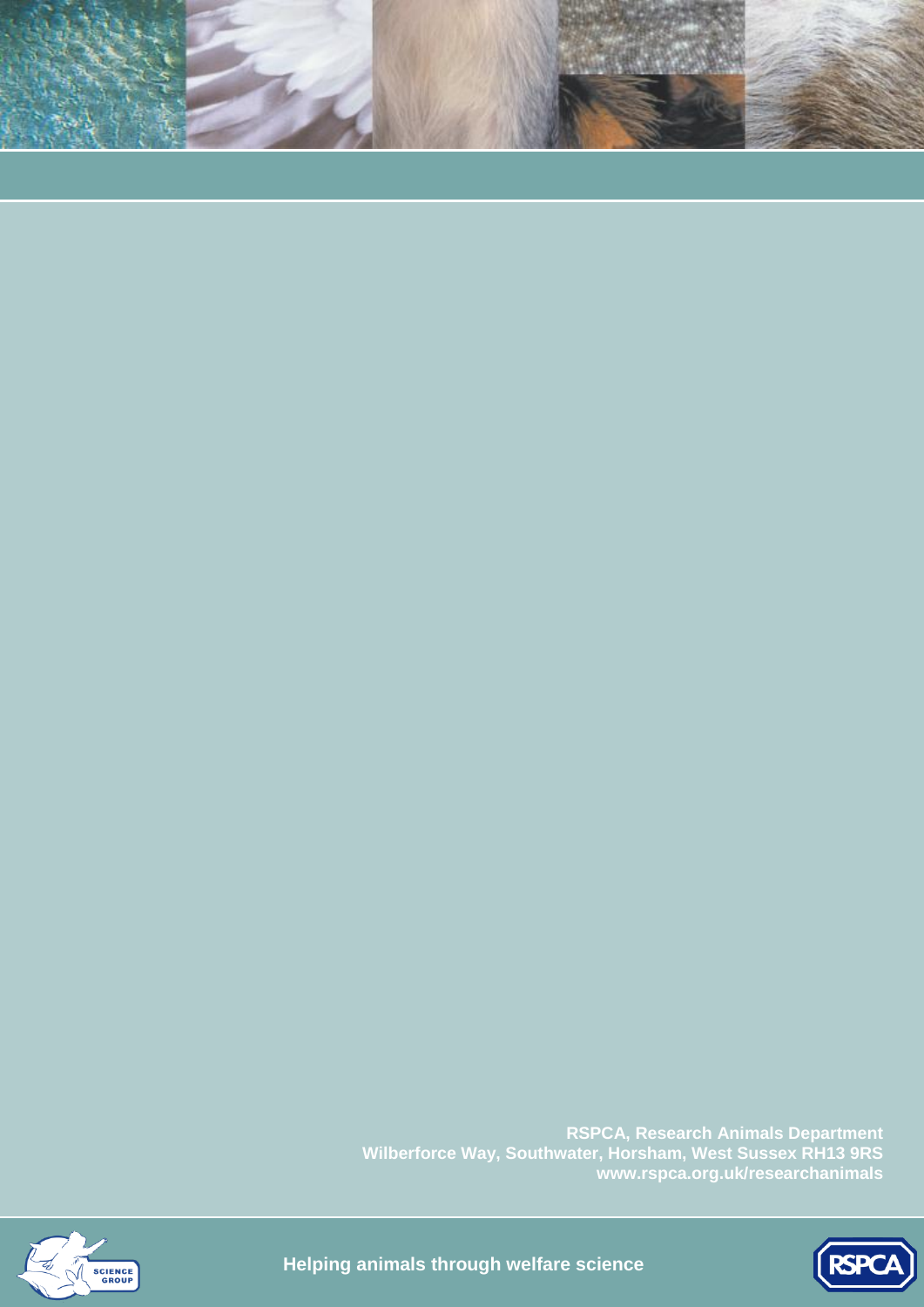RSPCA, Research Animals Department
Wilberforce Way, Southwater, Horsham, West Sussex RH13 9RS
www.rspca.org.uk/researchanimals

Helping animals through welfare science